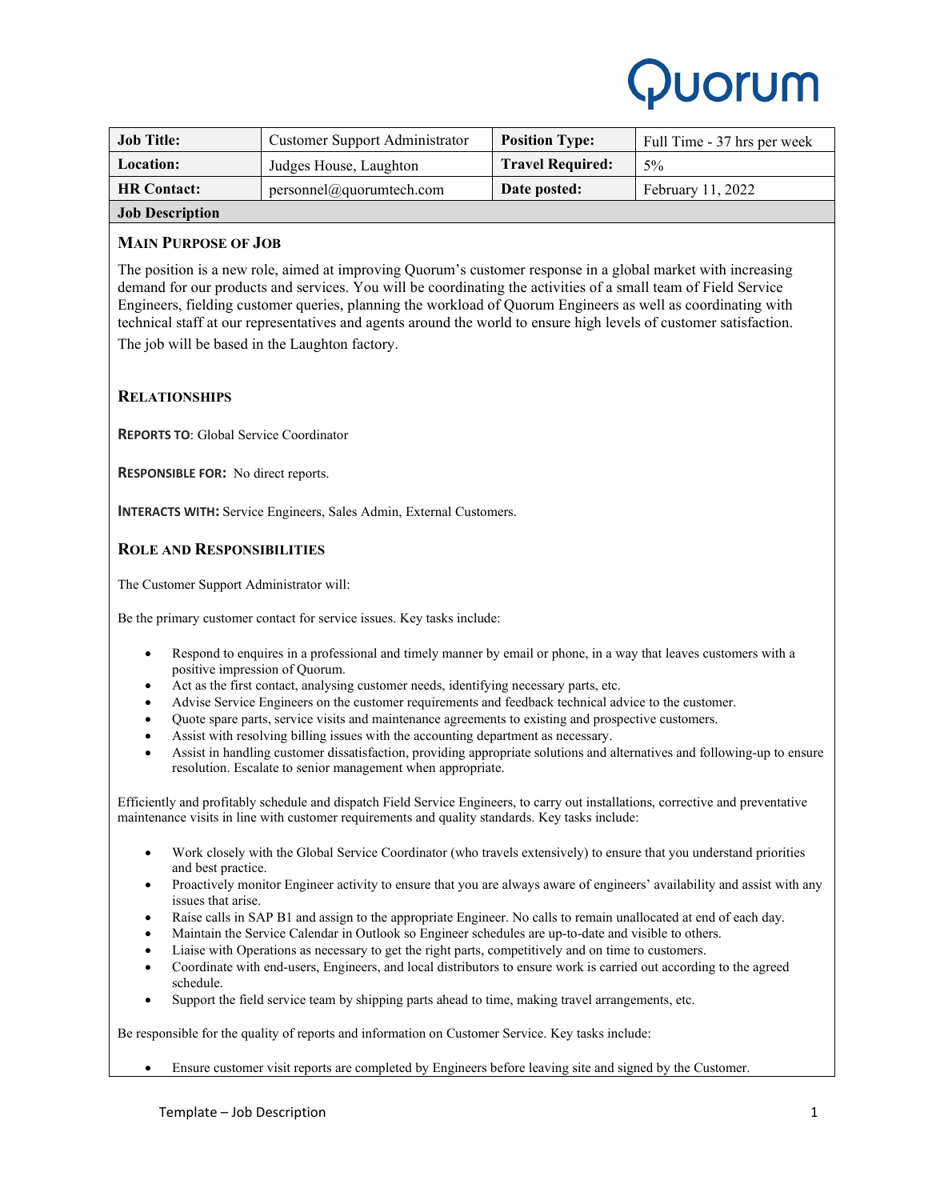Quorum

| | | | |
|---|---|---|---|
| **Job Title:** | Customer Support Administrator | **Position Type:** | Full Time - 37 hrs per week |
| **Location:** | Judges House, Laughton | **Travel Required:** | 5% |
| **HR Contact:** | personnel@quorumtech.com | **Date posted:** | February 11, 2022 |

**Job Description**

## Main Purpose of Job

The position is a new role, aimed at improving Quorum's customer response in a global market with increasing demand for our products and services. You will be coordinating the activities of a small team of Field Service Engineers, fielding customer queries, planning the workload of Quorum Engineers as well as coordinating with technical staff at our representatives and agents around the world to ensure high levels of customer satisfaction.

The job will be based in the Laughton factory.

## Relationships

**REPORTS TO**: Global Service Coordinator

**RESPONSIBLE FOR:** No direct reports.

**INTERACTS WITH:** Service Engineers, Sales Admin, External Customers.

## Role and Responsibilities

The Customer Support Administrator will:

Be the primary customer contact for service issues. Key tasks include:

- Respond to enquires in a professional and timely manner by email or phone, in a way that leaves customers with a positive impression of Quorum.
- Act as the first contact, analysing customer needs, identifying necessary parts, etc.
- Advise Service Engineers on the customer requirements and feedback technical advice to the customer.
- Quote spare parts, service visits and maintenance agreements to existing and prospective customers.
- Assist with resolving billing issues with the accounting department as necessary.
- Assist in handling customer dissatisfaction, providing appropriate solutions and alternatives and following-up to ensure resolution. Escalate to senior management when appropriate.

Efficiently and profitably schedule and dispatch Field Service Engineers, to carry out installations, corrective and preventative maintenance visits in line with customer requirements and quality standards. Key tasks include:

- Work closely with the Global Service Coordinator (who travels extensively) to ensure that you understand priorities and best practice.
- Proactively monitor Engineer activity to ensure that you are always aware of engineers' availability and assist with any issues that arise.
- Raise calls in SAP B1 and assign to the appropriate Engineer. No calls to remain unallocated at end of each day.
- Maintain the Service Calendar in Outlook so Engineer schedules are up-to-date and visible to others.
- Liaise with Operations as necessary to get the right parts, competitively and on time to customers.
- Coordinate with end-users, Engineers, and local distributors to ensure work is carried out according to the agreed schedule.
- Support the field service team by shipping parts ahead to time, making travel arrangements, etc.

Be responsible for the quality of reports and information on Customer Service. Key tasks include:

- Ensure customer visit reports are completed by Engineers before leaving site and signed by the Customer.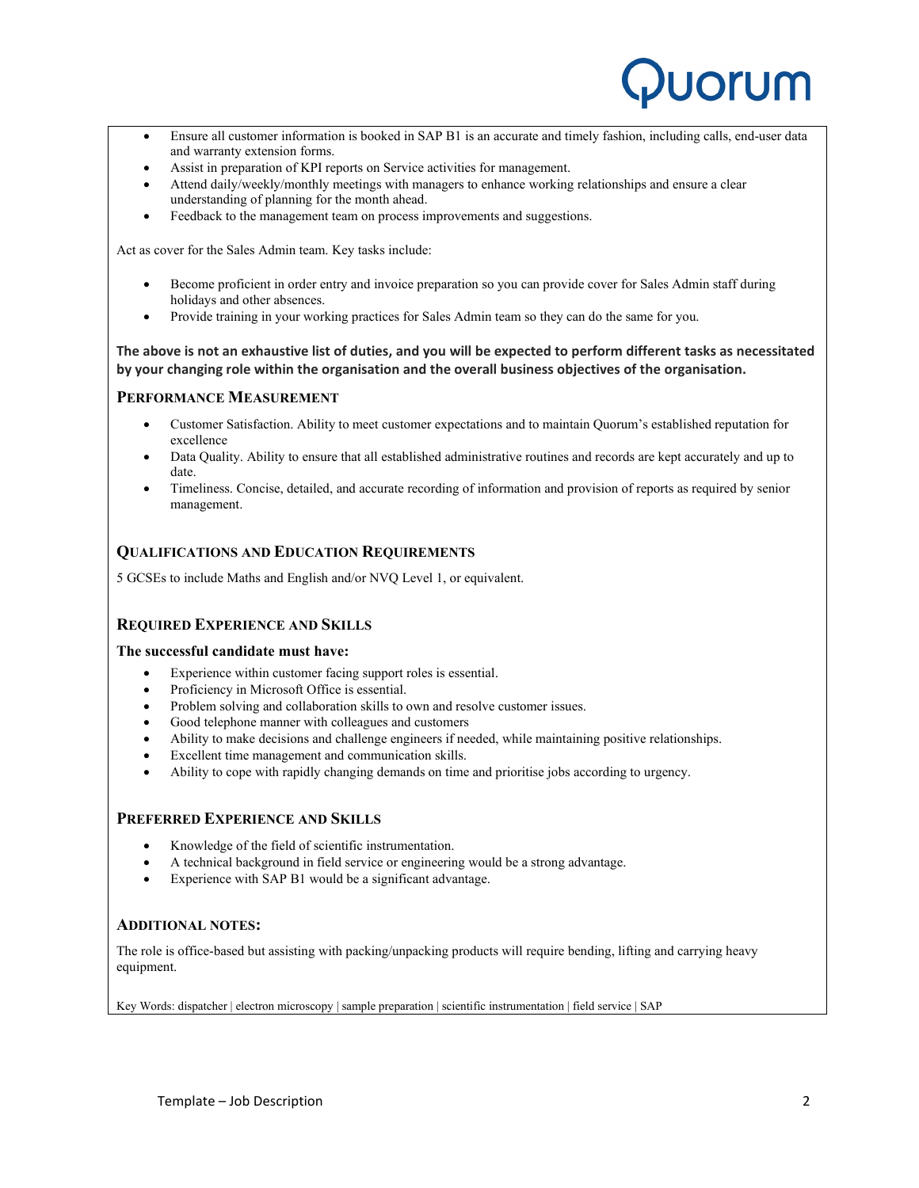- Ensure all customer information is booked in SAP B1 is an accurate and timely fashion, including calls, end-user data and warranty extension forms.
- Assist in preparation of KPI reports on Service activities for management.
- Attend daily/weekly/monthly meetings with managers to enhance working relationships and ensure a clear understanding of planning for the month ahead.
- Feedback to the management team on process improvements and suggestions.

Act as cover for the Sales Admin team. Key tasks include:

- Become proficient in order entry and invoice preparation so you can provide cover for Sales Admin staff during holidays and other absences.
- Provide training in your working practices for Sales Admin team so they can do the same for you.

**The above is not an exhaustive list of duties, and you will be expected to perform different tasks as necessitated by your changing role within the organisation and the overall business objectives of the organisation.**

## Performance Measurement

- Customer Satisfaction. Ability to meet customer expectations and to maintain Quorum's established reputation for excellence
- Data Quality. Ability to ensure that all established administrative routines and records are kept accurately and up to date.
- Timeliness. Concise, detailed, and accurate recording of information and provision of reports as required by senior management.

## Qualifications and Education Requirements

5 GCSEs to include Maths and English and/or NVQ Level 1, or equivalent.

## Required Experience and Skills

**The successful candidate must have:**

- Experience within customer facing support roles is essential.
- Proficiency in Microsoft Office is essential.
- Problem solving and collaboration skills to own and resolve customer issues.
- Good telephone manner with colleagues and customers
- Ability to make decisions and challenge engineers if needed, while maintaining positive relationships.
- Excellent time management and communication skills.
- Ability to cope with rapidly changing demands on time and prioritise jobs according to urgency.

## Preferred Experience and Skills

- Knowledge of the field of scientific instrumentation.
- A technical background in field service or engineering would be a strong advantage.
- Experience with SAP B1 would be a significant advantage.

## Additional Notes:

The role is office-based but assisting with packing/unpacking products will require bending, lifting and carrying heavy equipment.

Key Words: dispatcher | electron microscopy | sample preparation | scientific instrumentation | field service | SAP